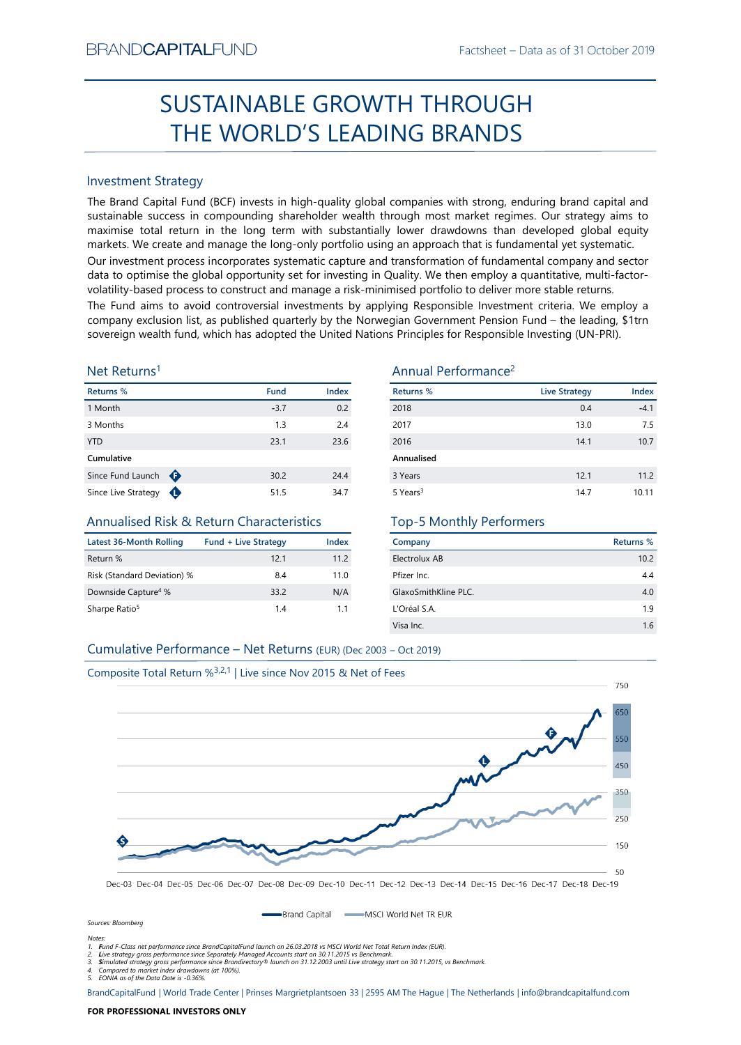BRANDCAPITALFUND

Factsheet – Data as of 31 October 2019

# SUSTAINABLE GROWTH THROUGH THE WORLD'S LEADING BRANDS

## Investment Strategy

The Brand Capital Fund (BCF) invests in high-quality global companies with strong, enduring brand capital and sustainable success in compounding shareholder wealth through most market regimes. Our strategy aims to maximise total return in the long term with substantially lower drawdowns than developed global equity markets. We create and manage the long-only portfolio using an approach that is fundamental yet systematic.

Our investment process incorporates systematic capture and transformation of fundamental company and sector data to optimise the global opportunity set for investing in Quality. We then employ a quantitative, multi-factor-volatility-based process to construct and manage a risk-minimised portfolio to deliver more stable returns.

The Fund aims to avoid controversial investments by applying Responsible Investment criteria. We employ a company exclusion list, as published quarterly by the Norwegian Government Pension Fund – the leading, $1trn sovereign wealth fund, which has adopted the United Nations Principles for Responsible Investing (UN-PRI).

## Net Returns[1]

| Returns % | Fund | Index |
|---|---|---|
| 1 Month | -3.7 | 0.2 |
| 3 Months | 1.3 | 2.4 |
| YTD | 23.1 | 23.6 |
| **Cumulative** | | |
| Since Fund Launch (F) | 30.2 | 24.4 |
| Since Live Strategy (L) | 51.5 | 34.7 |

## Annual Performance[2]

| Returns % | Live Strategy | Index |
|---|---|---|
| 2018 | 0.4 | -4.1 |
| 2017 | 13.0 | 7.5 |
| 2016 | 14.1 | 10.7 |
| **Annualised** | | |
| 3 Years | 12.1 | 11.2 |
| 5 Years[3] | 14.7 | 10.11 |

## Annualised Risk & Return Characteristics

| Latest 36-Month Rolling | Fund + Live Strategy | Index |
|---|---|---|
| Return % | 12.1 | 11.2 |
| Risk (Standard Deviation) % | 8.4 | 11.0 |
| Downside Capture[4] % | 33.2 | N/A |
| Sharpe Ratio[5] | 1.4 | 1.1 |

## Top-5 Monthly Performers

| Company | Returns % |
|---|---|
| Electrolux AB | 10.2 |
| Pfizer Inc. | 4.4 |
| GlaxoSmithKline PLC. | 4.0 |
| L'Oréal S.A. | 1.9 |
| Visa Inc. | 1.6 |

## Cumulative Performance – Net Returns (EUR) (Dec 2003 – Oct 2019)

Composite Total Return %[3,2,1] | Live since Nov 2015 & Net of Fees

Brand Capital — MSCI World Net TR EUR

Sources: Bloomberg

Notes:
1. Fund F-Class net performance since BrandCapitalFund launch on 26.03.2018 vs MSCI World Net Total Return Index (EUR).
2. Live strategy gross performance since Separately Managed Accounts start on 30.11.2015 vs Benchmark.
3. Simulated strategy gross performance since Brandirectory® launch on 31.12.2003 until Live strategy start on 30.11.2015, vs Benchmark.
4. Compared to market index drawdowns (at 100%).
5. EONIA as of the Data Date is -0.36%.

BrandCapitalFund | World Trade Center | Prinses Margrietplantsoen 33 | 2595 AM The Hague | The Netherlands | info@brandcapitalfund.com

**FOR PROFESSIONAL INVESTORS ONLY**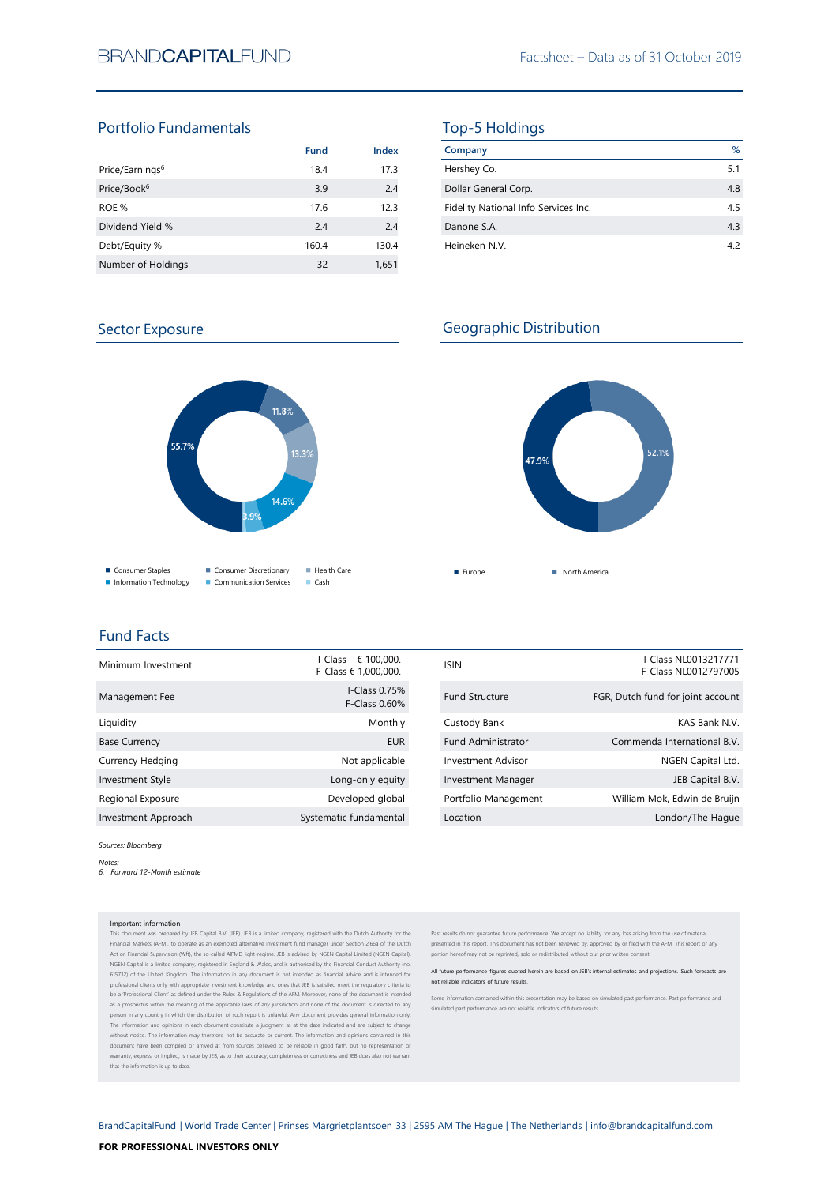# BRANDCAPITALFUND

Factsheet – Data as of 31 October 2019

## Portfolio Fundamentals

| | Fund | Index |
|---|---|---|
| Price/Earnings[6] | 18.4 | 17.3 |
| Price/Book[6] | 3.9 | 2.4 |
| ROE % | 17.6 | 12.3 |
| Dividend Yield % | 2.4 | 2.4 |
| Debt/Equity % | 160.4 | 130.4 |
| Number of Holdings | 32 | 1,651 |

## Top-5 Holdings

| Company | % |
|---|---|
| Hershey Co. | 5.1 |
| Dollar General Corp. | 4.8 |
| Fidelity National Info Services Inc. | 4.5 |
| Danone S.A. | 4.3 |
| Heineken N.V. | 4.2 |

## Sector Exposure

55.7%
11.8%
13.3%
14.6%
3.9%

Consumer Staples
Consumer Discretionary
Health Care
Information Technology
Communication Services
Cash

## Geographic Distribution

47.9%
52.1%

Europe
North America

## Fund Facts

| | | | |
|---|---|---|---|
| Minimum Investment | I-Class € 100,000.- F-Class € 1,000,000.- | ISIN | I-Class NL0013217771 F-Class NL0012797005 |
| Management Fee | I-Class 0.75% F-Class 0.60% | Fund Structure | FGR, Dutch fund for joint account |
| Liquidity | Monthly | Custody Bank | KAS Bank N.V. |
| Base Currency | EUR | Fund Administrator | Commenda International B.V. |
| Currency Hedging | Not applicable | Investment Advisor | NGEN Capital Ltd. |
| Investment Style | Long-only equity | Investment Manager | JEB Capital B.V. |
| Regional Exposure | Developed global | Portfolio Management | William Mok, Edwin de Bruijn |
| Investment Approach | Systematic fundamental | Location | London/The Hague |

*Sources: Bloomberg*

*Notes:*
*6. Forward 12-Month estimate*

Important information

This document was prepared by JEB Capital B.V. (JEB). JEB is a limited company, registered with the Dutch Authority for the Financial Markets (AFM), to operate as an exempted alternative investment fund manager under Section 2:66a of the Dutch Act on Financial Supervision (Wft), the so-called AIFMD light-regime. JEB is advised by NGEN Capital Limited (NGEN Capital). NGEN Capital is a limited company, registered in England & Wales, and is authorised by the Financial Conduct Authority (no. 615732) of the United Kingdom. The information in any document is not intended as financial advice and is intended for professional clients only with appropriate investment knowledge and ones that JEB is satisfied meet the regulatory criteria to be a 'Professional Client' as defined under the Rules & Regulations of the AFM. Moreover, none of the document is intended as a prospectus within the meaning of the applicable laws of any jurisdiction and none of the document is directed to any person in any country in which the distribution of such report is unlawful. Any document provides general information only. The information and opinions in each document constitute a judgment as at the date indicated and are subject to change without notice. The information may therefore not be accurate or current. The information and opinions contained in this document have been compiled or arrived at from sources believed to be reliable in good faith, but no representation or warranty, express, or implied, is made by JEB, as to their accuracy, completeness or correctness and JEB does also not warrant that the information is up to date.

Past results do not guarantee future performance. We accept no liability for any loss arising from the use of material presented in this report. This document has not been reviewed by, approved by or filed with the AFM. This report or any portion hereof may not be reprinted, sold or redistributed without our prior written consent.

All future performance figures quoted herein are based on JEB's internal estimates and projections. Such forecasts are not reliable indicators of future results.

Some information contained within this presentation may be based on simulated past performance. Past performance and simulated past performance are not reliable indicators of future results.

BrandCapitalFund | World Trade Center | Prinses Margrietplantsoen 33 | 2595 AM The Hague | The Netherlands | info@brandcapitalfund.com

**FOR PROFESSIONAL INVESTORS ONLY**